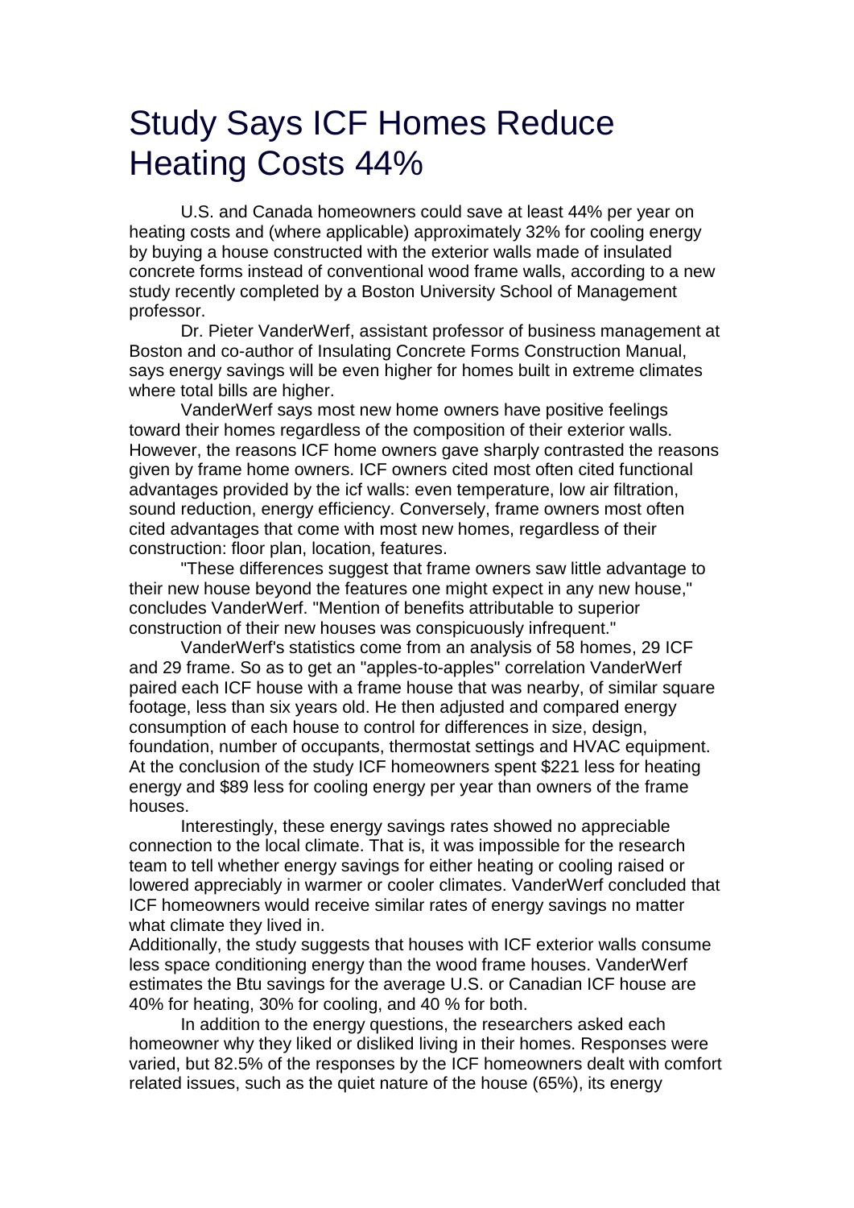# Study Says ICF Homes Reduce Heating Costs 44%

U.S. and Canada homeowners could save at least 44% per year on heating costs and (where applicable) approximately 32% for cooling energy by buying a house constructed with the exterior walls made of insulated concrete forms instead of conventional wood frame walls, according to a new study recently completed by a Boston University School of Management professor.

Dr. Pieter VanderWerf, assistant professor of business management at Boston and co-author of Insulating Concrete Forms Construction Manual, says energy savings will be even higher for homes built in extreme climates where total bills are higher.

VanderWerf says most new home owners have positive feelings toward their homes regardless of the composition of their exterior walls. However, the reasons ICF home owners gave sharply contrasted the reasons given by frame home owners. ICF owners cited most often cited functional advantages provided by the icf walls: even temperature, low air filtration, sound reduction, energy efficiency. Conversely, frame owners most often cited advantages that come with most new homes, regardless of their construction: floor plan, location, features.

"These differences suggest that frame owners saw little advantage to their new house beyond the features one might expect in any new house," concludes VanderWerf. "Mention of benefits attributable to superior construction of their new houses was conspicuously infrequent."

VanderWerf's statistics come from an analysis of 58 homes, 29 ICF and 29 frame. So as to get an "apples-to-apples" correlation VanderWerf paired each ICF house with a frame house that was nearby, of similar square footage, less than six years old. He then adjusted and compared energy consumption of each house to control for differences in size, design, foundation, number of occupants, thermostat settings and HVAC equipment. At the conclusion of the study ICF homeowners spent $221 less for heating energy and $89 less for cooling energy per year than owners of the frame houses.

Interestingly, these energy savings rates showed no appreciable connection to the local climate. That is, it was impossible for the research team to tell whether energy savings for either heating or cooling raised or lowered appreciably in warmer or cooler climates. VanderWerf concluded that ICF homeowners would receive similar rates of energy savings no matter what climate they lived in.

Additionally, the study suggests that houses with ICF exterior walls consume less space conditioning energy than the wood frame houses. VanderWerf estimates the Btu savings for the average U.S. or Canadian ICF house are 40% for heating, 30% for cooling, and 40 % for both.

In addition to the energy questions, the researchers asked each homeowner why they liked or disliked living in their homes. Responses were varied, but 82.5% of the responses by the ICF homeowners dealt with comfort related issues, such as the quiet nature of the house (65%), its energy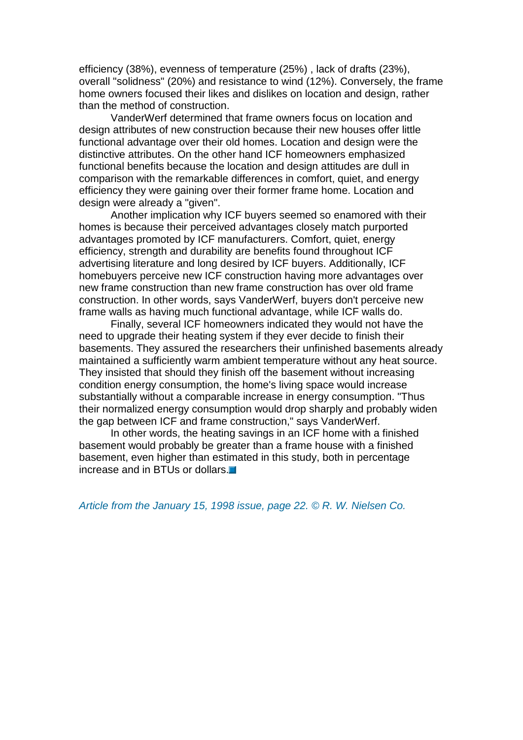efficiency (38%), evenness of temperature (25%) , lack of drafts (23%), overall "solidness" (20%) and resistance to wind (12%). Conversely, the frame home owners focused their likes and dislikes on location and design, rather than the method of construction.

VanderWerf determined that frame owners focus on location and design attributes of new construction because their new houses offer little functional advantage over their old homes. Location and design were the distinctive attributes. On the other hand ICF homeowners emphasized functional benefits because the location and design attitudes are dull in comparison with the remarkable differences in comfort, quiet, and energy efficiency they were gaining over their former frame home. Location and design were already a "given".

Another implication why ICF buyers seemed so enamored with their homes is because their perceived advantages closely match purported advantages promoted by ICF manufacturers. Comfort, quiet, energy efficiency, strength and durability are benefits found throughout ICF advertising literature and long desired by ICF buyers. Additionally, ICF homebuyers perceive new ICF construction having more advantages over new frame construction than new frame construction has over old frame construction. In other words, says VanderWerf, buyers don't perceive new frame walls as having much functional advantage, while ICF walls do.

Finally, several ICF homeowners indicated they would not have the need to upgrade their heating system if they ever decide to finish their basements. They assured the researchers their unfinished basements already maintained a sufficiently warm ambient temperature without any heat source. They insisted that should they finish off the basement without increasing condition energy consumption, the home's living space would increase substantially without a comparable increase in energy consumption. "Thus their normalized energy consumption would drop sharply and probably widen the gap between ICF and frame construction," says VanderWerf.

In other words, the heating savings in an ICF home with a finished basement would probably be greater than a frame house with a finished basement, even higher than estimated in this study, both in percentage increase and in BTUs or dollars.

*Article from the January 15, 1998 issue, page 22. © R. W. Nielsen Co.*